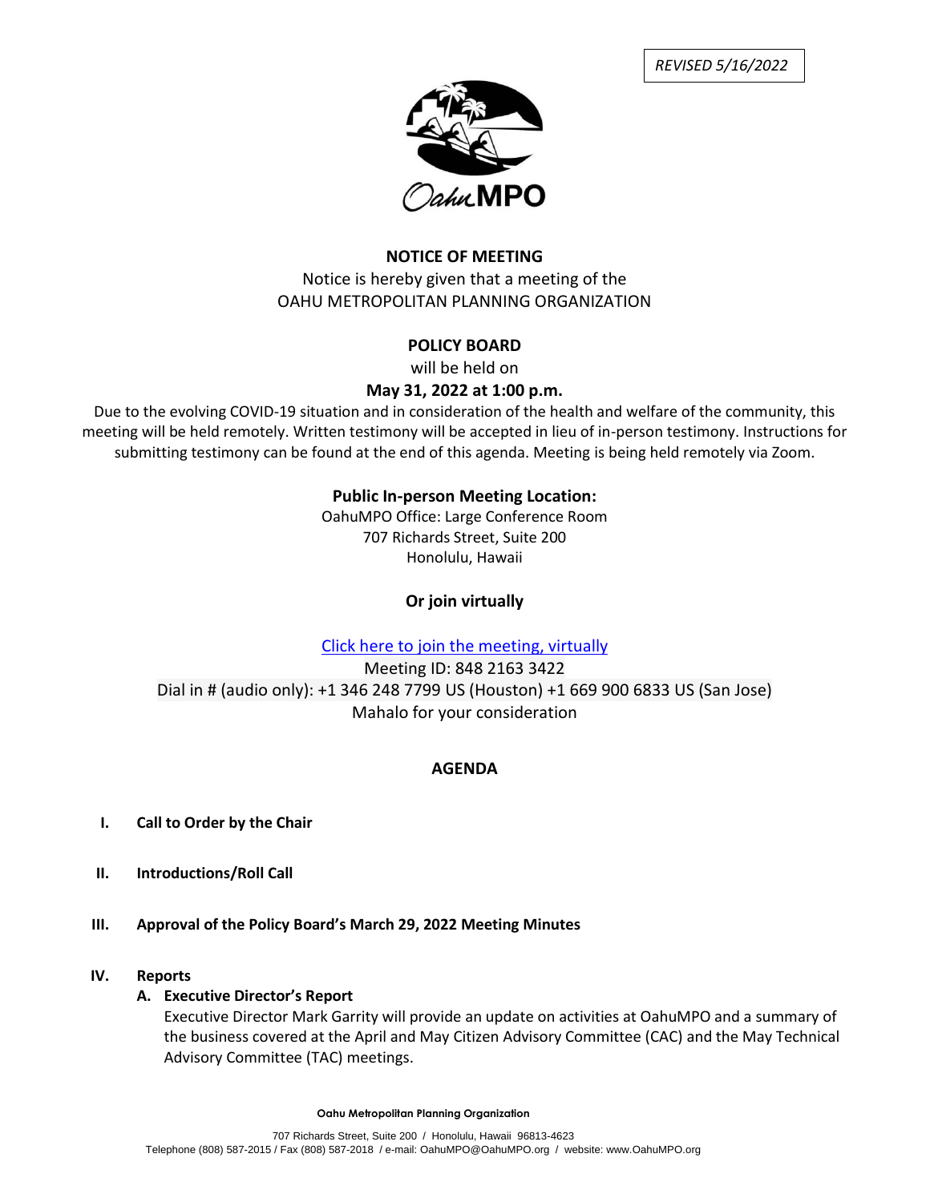*REVISED 5/16/2022*

**NOTICE OF MEETING**

Notice is hereby given that a meeting of the
OAHU METROPOLITAN PLANNING ORGANIZATION

**POLICY BOARD**

will be held on

**May 31, 2022 at 1:00 p.m.**

Due to the evolving COVID-19 situation and in consideration of the health and welfare of the community, this meeting will be held remotely. Written testimony will be accepted in lieu of in-person testimony. Instructions for submitting testimony can be found at the end of this agenda. Meeting is being held remotely via Zoom.

**Public In-person Meeting Location:**

OahuMPO Office: Large Conference Room
707 Richards Street, Suite 200
Honolulu, Hawaii

**Or join virtually**

Click here to join the meeting, virtually

Meeting ID: 848 2163 3422

Dial in # (audio only): +1 346 248 7799 US (Houston) +1 669 900 6833 US (San Jose)

Mahalo for your consideration

## AGENDA

**I. Call to Order by the Chair**

**II. Introductions/Roll Call**

**III. Approval of the Policy Board's March 29, 2022 Meeting Minutes**

**IV. Reports**

**A. Executive Director's Report**

Executive Director Mark Garrity will provide an update on activities at OahuMPO and a summary of the business covered at the April and May Citizen Advisory Committee (CAC) and the May Technical Advisory Committee (TAC) meetings.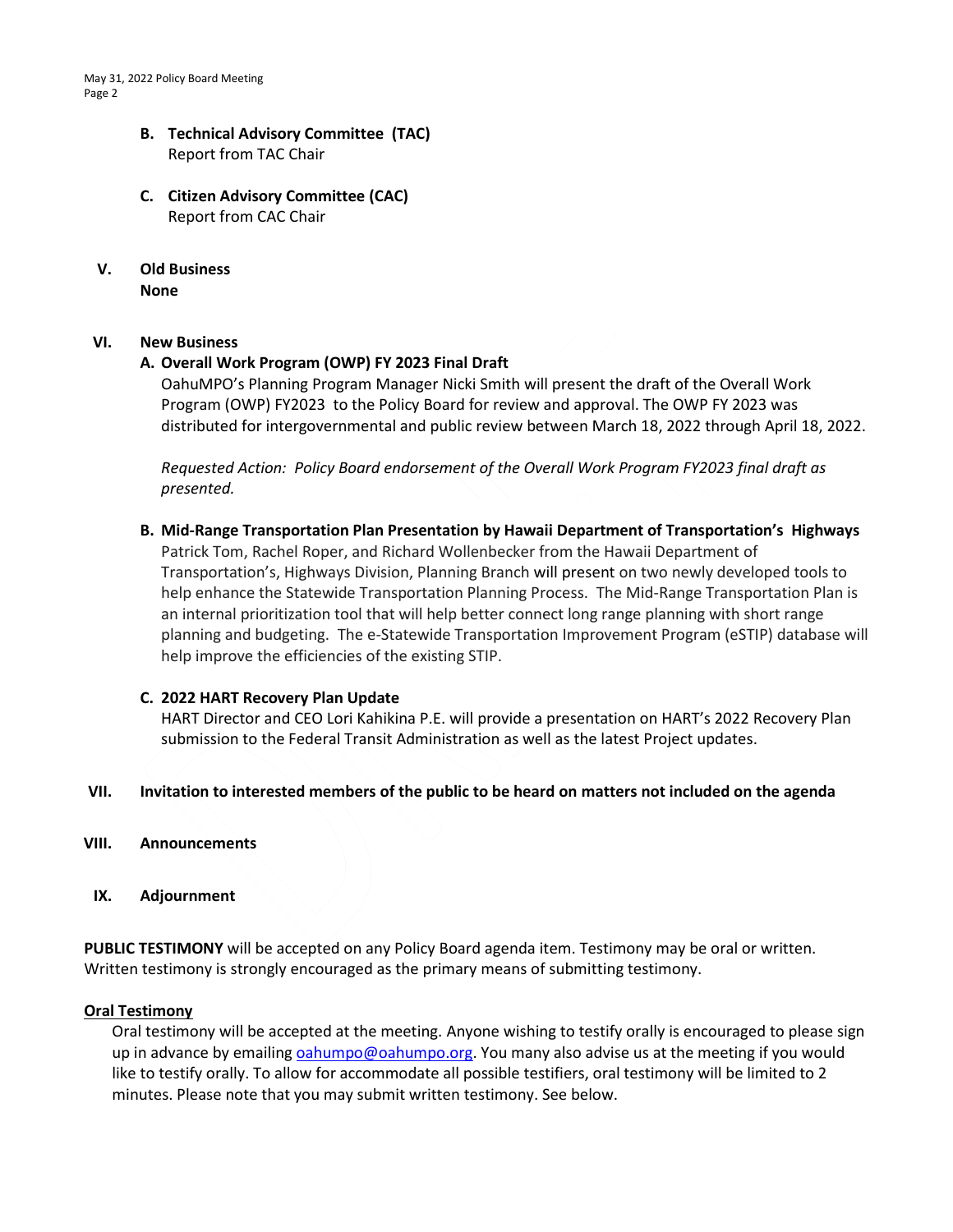**B. Technical Advisory Committee (TAC)**
Report from TAC Chair

**C. Citizen Advisory Committee (CAC)**
Report from CAC Chair

**V. Old Business**
**None**

**VI. New Business**

**A. Overall Work Program (OWP) FY 2023 Final Draft**
OahuMPO's Planning Program Manager Nicki Smith will present the draft of the Overall Work Program (OWP) FY2023 to the Policy Board for review and approval. The OWP FY 2023 was distributed for intergovernmental and public review between March 18, 2022 through April 18, 2022.

*Requested Action: Policy Board endorsement of the Overall Work Program FY2023 final draft as presented.*

**B. Mid-Range Transportation Plan Presentation by Hawaii Department of Transportation's Highways**
Patrick Tom, Rachel Roper, and Richard Wollenbecker from the Hawaii Department of Transportation's, Highways Division, Planning Branch will present on two newly developed tools to help enhance the Statewide Transportation Planning Process. The Mid-Range Transportation Plan is an internal prioritization tool that will help better connect long range planning with short range planning and budgeting. The e-Statewide Transportation Improvement Program (eSTIP) database will help improve the efficiencies of the existing STIP.

**C. 2022 HART Recovery Plan Update**
HART Director and CEO Lori Kahikina P.E. will provide a presentation on HART's 2022 Recovery Plan submission to the Federal Transit Administration as well as the latest Project updates.

**VII. Invitation to interested members of the public to be heard on matters not included on the agenda**

**VIII. Announcements**

**IX. Adjournment**

**PUBLIC TESTIMONY** will be accepted on any Policy Board agenda item. Testimony may be oral or written. Written testimony is strongly encouraged as the primary means of submitting testimony.

**Oral Testimony**

Oral testimony will be accepted at the meeting. Anyone wishing to testify orally is encouraged to please sign up in advance by emailing oahumpo@oahumpo.org. You many also advise us at the meeting if you would like to testify orally. To allow for accommodate all possible testifiers, oral testimony will be limited to 2 minutes. Please note that you may submit written testimony. See below.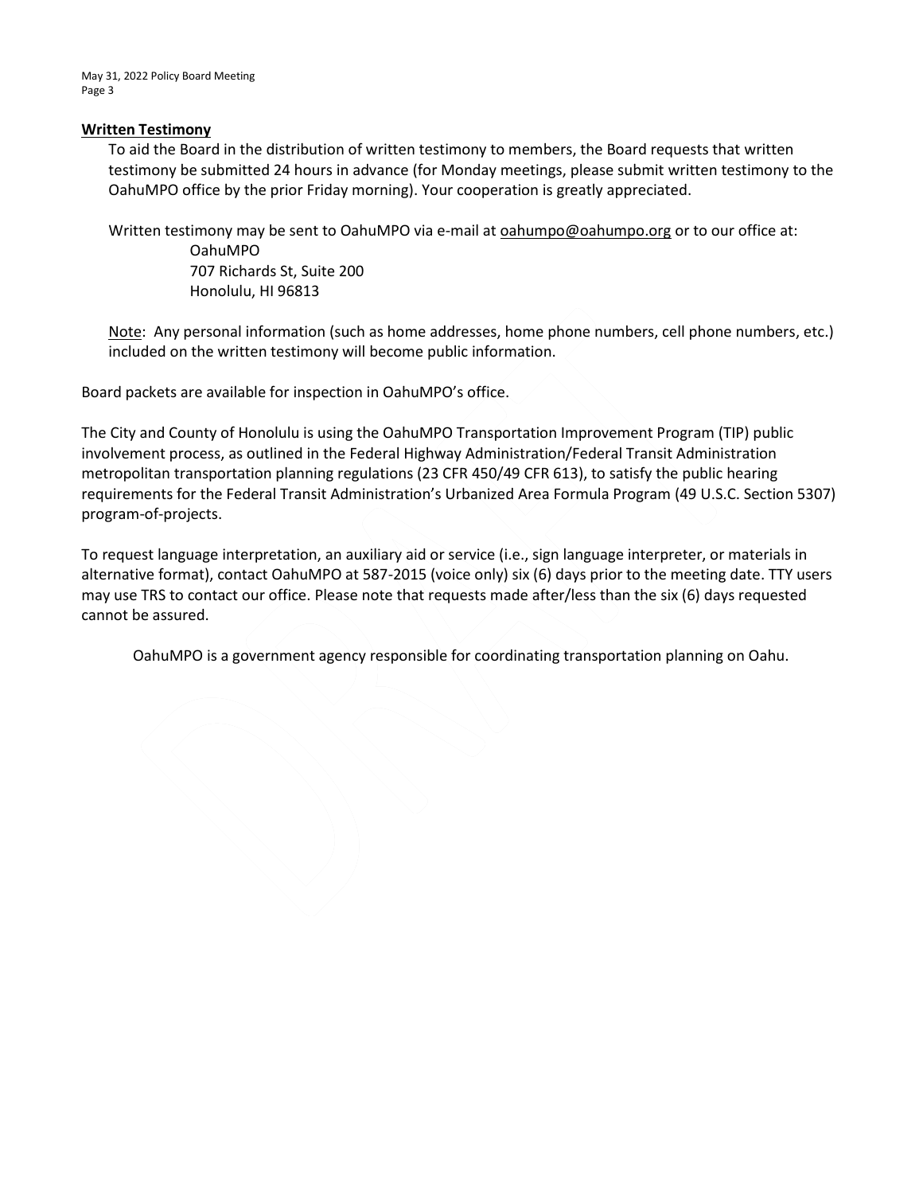## Written Testimony

To aid the Board in the distribution of written testimony to members, the Board requests that written testimony be submitted 24 hours in advance (for Monday meetings, please submit written testimony to the OahuMPO office by the prior Friday morning). Your cooperation is greatly appreciated.

Written testimony may be sent to OahuMPO via e-mail at oahumpo@oahumpo.org or to our office at:

OahuMPO
707 Richards St, Suite 200
Honolulu, HI 96813

Note: Any personal information (such as home addresses, home phone numbers, cell phone numbers, etc.) included on the written testimony will become public information.

Board packets are available for inspection in OahuMPO's office.

The City and County of Honolulu is using the OahuMPO Transportation Improvement Program (TIP) public involvement process, as outlined in the Federal Highway Administration/Federal Transit Administration metropolitan transportation planning regulations (23 CFR 450/49 CFR 613), to satisfy the public hearing requirements for the Federal Transit Administration's Urbanized Area Formula Program (49 U.S.C. Section 5307) program-of-projects.

To request language interpretation, an auxiliary aid or service (i.e., sign language interpreter, or materials in alternative format), contact OahuMPO at 587-2015 (voice only) six (6) days prior to the meeting date. TTY users may use TRS to contact our office. Please note that requests made after/less than the six (6) days requested cannot be assured.

OahuMPO is a government agency responsible for coordinating transportation planning on Oahu.